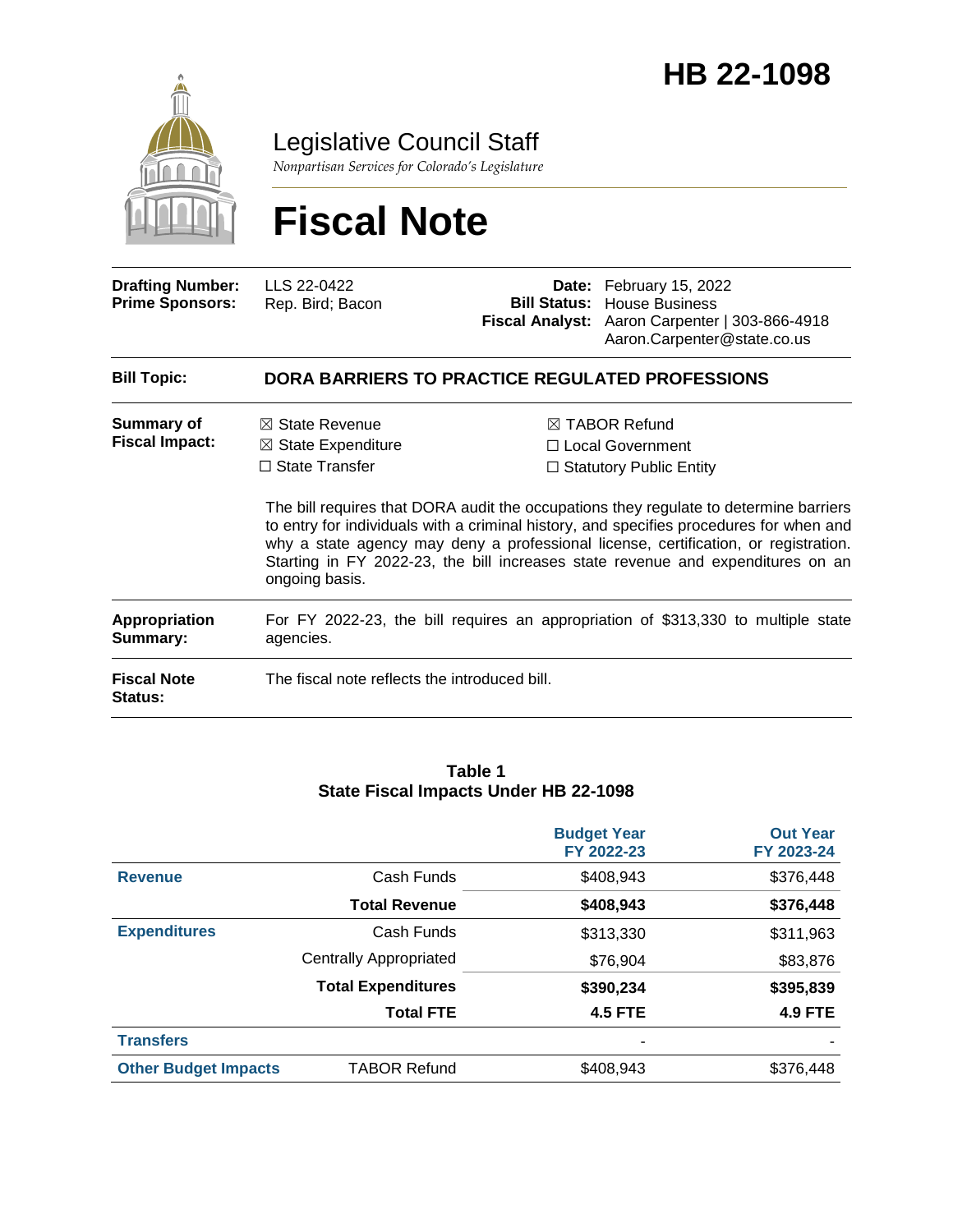# HB 22-1098

## Legislative Council Staff

*Nonpartisan Services for Colorado's Legislature*

# Fiscal Note

| | | | |
|---|---|---|---|
| **Drafting Number:** | LLS 22-0422 | **Date:** | February 15, 2022 |
| **Prime Sponsors:** | Rep. Bird; Bacon | **Bill Status:** | House Business |
| | | **Fiscal Analyst:** | Aaron Carpenter \| 303-866-4918 Aaron.Carpenter@state.co.us |

**Bill Topic:** **DORA BARRIERS TO PRACTICE REGULATED PROFESSIONS**

**Summary of Fiscal Impact:**

☒ State Revenue
☒ State Expenditure
☐ State Transfer
☒ TABOR Refund
☐ Local Government
☐ Statutory Public Entity

The bill requires that DORA audit the occupations they regulate to determine barriers to entry for individuals with a criminal history, and specifies procedures for when and why a state agency may deny a professional license, certification, or registration. Starting in FY 2022-23, the bill increases state revenue and expenditures on an ongoing basis.

**Appropriation Summary:** For FY 2022-23, the bill requires an appropriation of $313,330 to multiple state agencies.

**Fiscal Note Status:** The fiscal note reflects the introduced bill.

**Table 1**
**State Fiscal Impacts Under HB 22-1098**

| | | Budget Year FY 2022-23 | Out Year FY 2023-24 |
|---|---|---|---|
| **Revenue** | Cash Funds | $408,943 | $376,448 |
| | **Total Revenue** | **$408,943** | **$376,448** |
| **Expenditures** | Cash Funds | $313,330 | $311,963 |
| | Centrally Appropriated | $76,904 | $83,876 |
| | **Total Expenditures** | **$390,234** | **$395,839** |
| | **Total FTE** | **4.5 FTE** | **4.9 FTE** |
| **Transfers** | | - | - |
| **Other Budget Impacts** | TABOR Refund | $408,943 | $376,448 |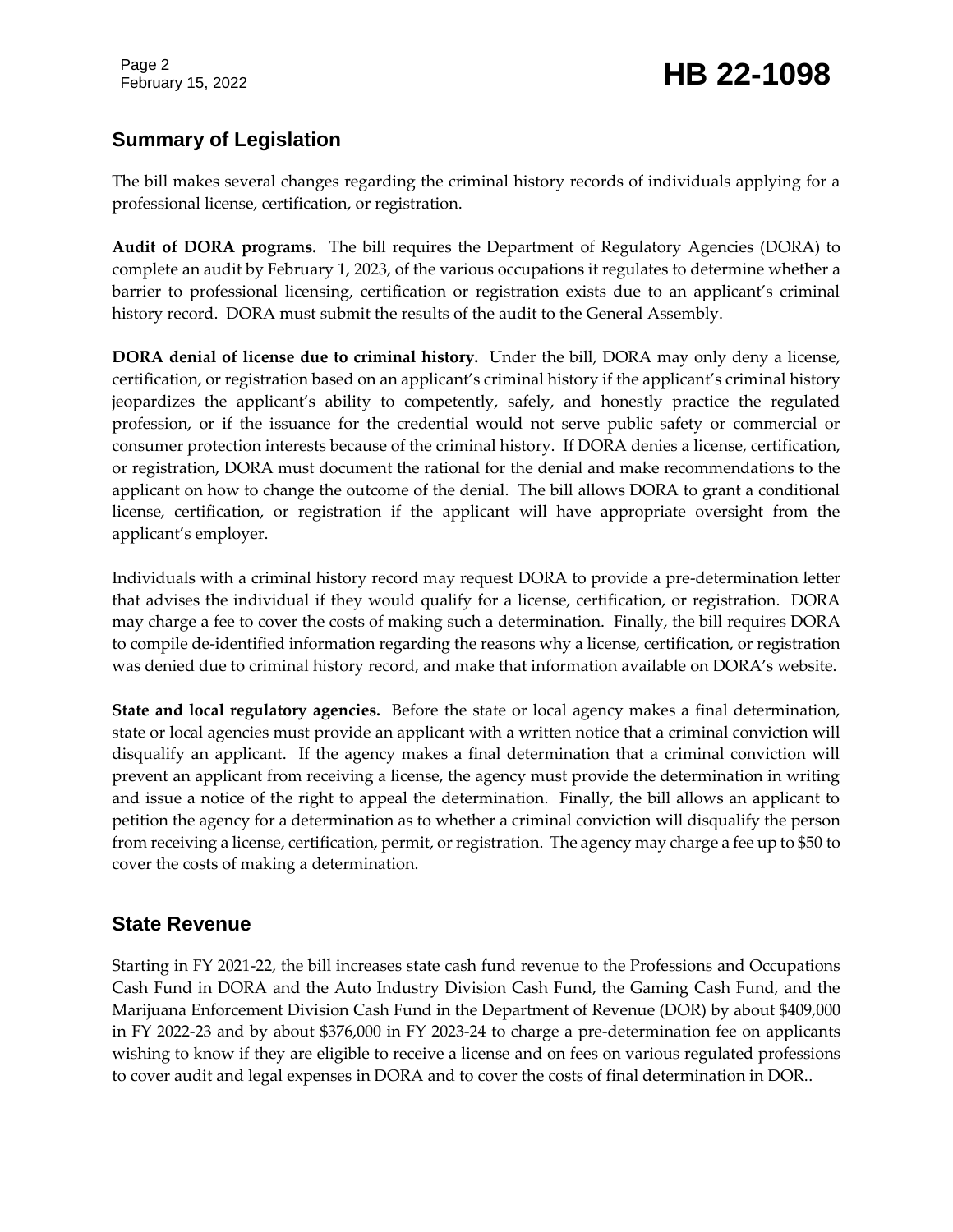## Summary of Legislation

The bill makes several changes regarding the criminal history records of individuals applying for a professional license, certification, or registration.

**Audit of DORA programs.** The bill requires the Department of Regulatory Agencies (DORA) to complete an audit by February 1, 2023, of the various occupations it regulates to determine whether a barrier to professional licensing, certification or registration exists due to an applicant's criminal history record. DORA must submit the results of the audit to the General Assembly.

**DORA denial of license due to criminal history.** Under the bill, DORA may only deny a license, certification, or registration based on an applicant's criminal history if the applicant's criminal history jeopardizes the applicant's ability to competently, safely, and honestly practice the regulated profession, or if the issuance for the credential would not serve public safety or commercial or consumer protection interests because of the criminal history. If DORA denies a license, certification, or registration, DORA must document the rational for the denial and make recommendations to the applicant on how to change the outcome of the denial. The bill allows DORA to grant a conditional license, certification, or registration if the applicant will have appropriate oversight from the applicant's employer.

Individuals with a criminal history record may request DORA to provide a pre-determination letter that advises the individual if they would qualify for a license, certification, or registration. DORA may charge a fee to cover the costs of making such a determination. Finally, the bill requires DORA to compile de-identified information regarding the reasons why a license, certification, or registration was denied due to criminal history record, and make that information available on DORA's website.

**State and local regulatory agencies.** Before the state or local agency makes a final determination, state or local agencies must provide an applicant with a written notice that a criminal conviction will disqualify an applicant. If the agency makes a final determination that a criminal conviction will prevent an applicant from receiving a license, the agency must provide the determination in writing and issue a notice of the right to appeal the determination. Finally, the bill allows an applicant to petition the agency for a determination as to whether a criminal conviction will disqualify the person from receiving a license, certification, permit, or registration. The agency may charge a fee up to $50 to cover the costs of making a determination.

## State Revenue

Starting in FY 2021-22, the bill increases state cash fund revenue to the Professions and Occupations Cash Fund in DORA and the Auto Industry Division Cash Fund, the Gaming Cash Fund, and the Marijuana Enforcement Division Cash Fund in the Department of Revenue (DOR) by about $409,000 in FY 2022-23 and by about $376,000 in FY 2023-24 to charge a pre-determination fee on applicants wishing to know if they are eligible to receive a license and on fees on various regulated professions to cover audit and legal expenses in DORA and to cover the costs of final determination in DOR..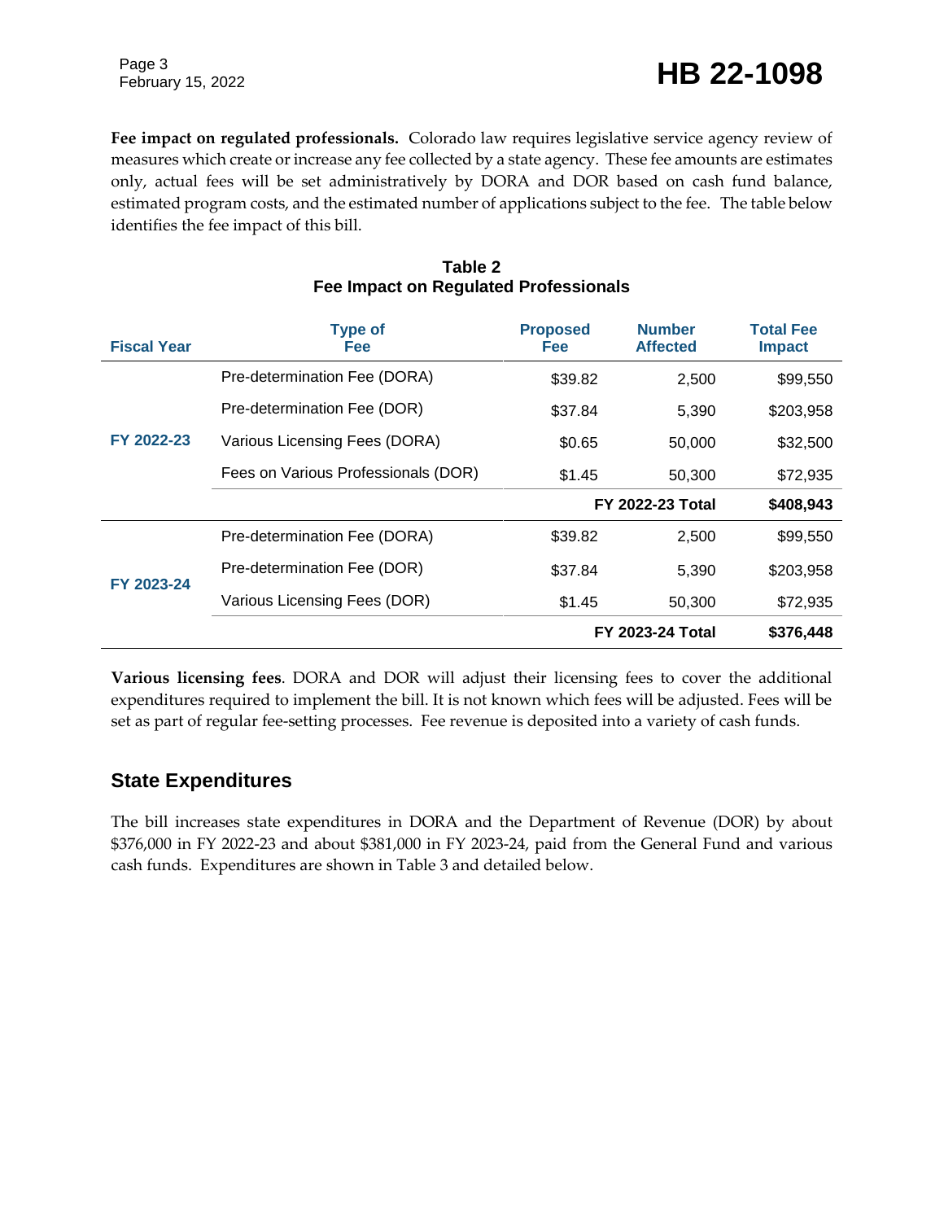**Fee impact on regulated professionals.** Colorado law requires legislative service agency review of measures which create or increase any fee collected by a state agency. These fee amounts are estimates only, actual fees will be set administratively by DORA and DOR based on cash fund balance, estimated program costs, and the estimated number of applications subject to the fee. The table below identifies the fee impact of this bill.

**Table 2**
**Fee Impact on Regulated Professionals**

| Fiscal Year | Type of Fee | Proposed Fee | Number Affected | Total Fee Impact |
|---|---|---|---|---|
| FY 2022-23 | Pre-determination Fee (DORA) | $39.82 | 2,500 | $99,550 |
| | Pre-determination Fee (DOR) | $37.84 | 5,390 | $203,958 |
| | Various Licensing Fees (DORA) | $0.65 | 50,000 | $32,500 |
| | Fees on Various Professionals (DOR) | $1.45 | 50,300 | $72,935 |
| | | | **FY 2022-23 Total** | **$408,943** |
| FY 2023-24 | Pre-determination Fee (DORA) | $39.82 | 2,500 | $99,550 |
| | Pre-determination Fee (DOR) | $37.84 | 5,390 | $203,958 |
| | Various Licensing Fees (DOR) | $1.45 | 50,300 | $72,935 |
| | | | **FY 2023-24 Total** | **$376,448** |

**Various licensing fees**. DORA and DOR will adjust their licensing fees to cover the additional expenditures required to implement the bill. It is not known which fees will be adjusted. Fees will be set as part of regular fee-setting processes. Fee revenue is deposited into a variety of cash funds.

## State Expenditures

The bill increases state expenditures in DORA and the Department of Revenue (DOR) by about $376,000 in FY 2022-23 and about $381,000 in FY 2023-24, paid from the General Fund and various cash funds. Expenditures are shown in Table 3 and detailed below.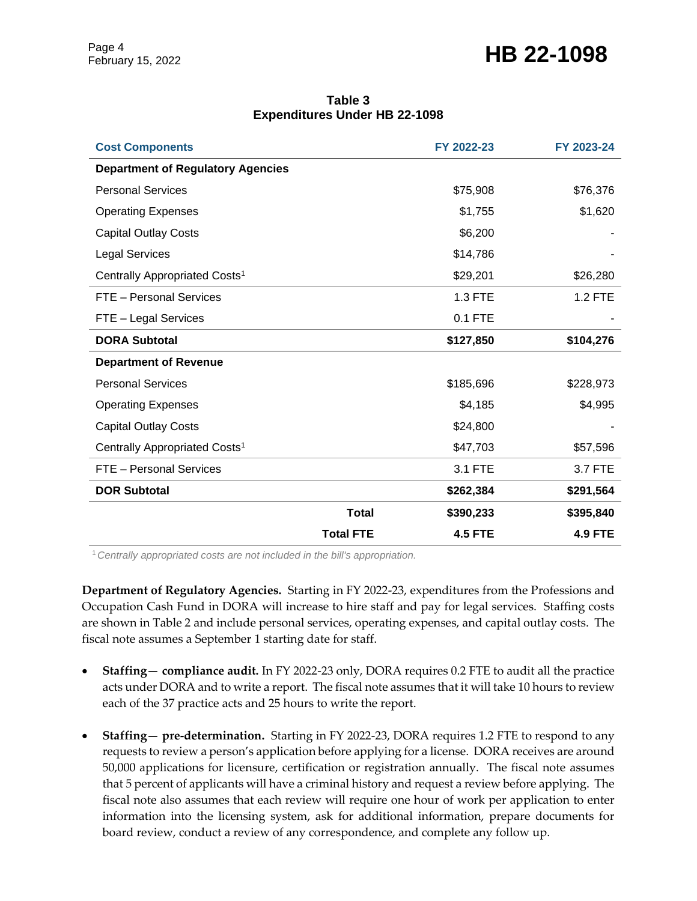**Table 3**
**Expenditures Under HB 22-1098**

| Cost Components | FY 2022-23 | FY 2023-24 |
|---|---|---|
| **Department of Regulatory Agencies** | | |
| Personal Services | $75,908 | $76,376 |
| Operating Expenses | $1,755 | $1,620 |
| Capital Outlay Costs | $6,200 | - |
| Legal Services | $14,786 | - |
| Centrally Appropriated Costs[1] | $29,201 | $26,280 |
| FTE – Personal Services | 1.3 FTE | 1.2 FTE |
| FTE – Legal Services | 0.1 FTE | - |
| **DORA Subtotal** | **$127,850** | **$104,276** |
| **Department of Revenue** | | |
| Personal Services | $185,696 | $228,973 |
| Operating Expenses | $4,185 | $4,995 |
| Capital Outlay Costs | $24,800 | - |
| Centrally Appropriated Costs[1] | $47,703 | $57,596 |
| FTE – Personal Services | 3.1 FTE | 3.7 FTE |
| **DOR Subtotal** | **$262,384** | **$291,564** |
| **Total** | **$390,233** | **$395,840** |
| **Total FTE** | **4.5 FTE** | **4.9 FTE** |

[1] *Centrally appropriated costs are not included in the bill's appropriation.*

**Department of Regulatory Agencies.** Starting in FY 2022-23, expenditures from the Professions and Occupation Cash Fund in DORA will increase to hire staff and pay for legal services. Staffing costs are shown in Table 2 and include personal services, operating expenses, and capital outlay costs. The fiscal note assumes a September 1 starting date for staff.

- **Staffing— compliance audit.** In FY 2022-23 only, DORA requires 0.2 FTE to audit all the practice acts under DORA and to write a report. The fiscal note assumes that it will take 10 hours to review each of the 37 practice acts and 25 hours to write the report.

- **Staffing— pre-determination.** Starting in FY 2022-23, DORA requires 1.2 FTE to respond to any requests to review a person's application before applying for a license. DORA receives are around 50,000 applications for licensure, certification or registration annually. The fiscal note assumes that 5 percent of applicants will have a criminal history and request a review before applying. The fiscal note also assumes that each review will require one hour of work per application to enter information into the licensing system, ask for additional information, prepare documents for board review, conduct a review of any correspondence, and complete any follow up.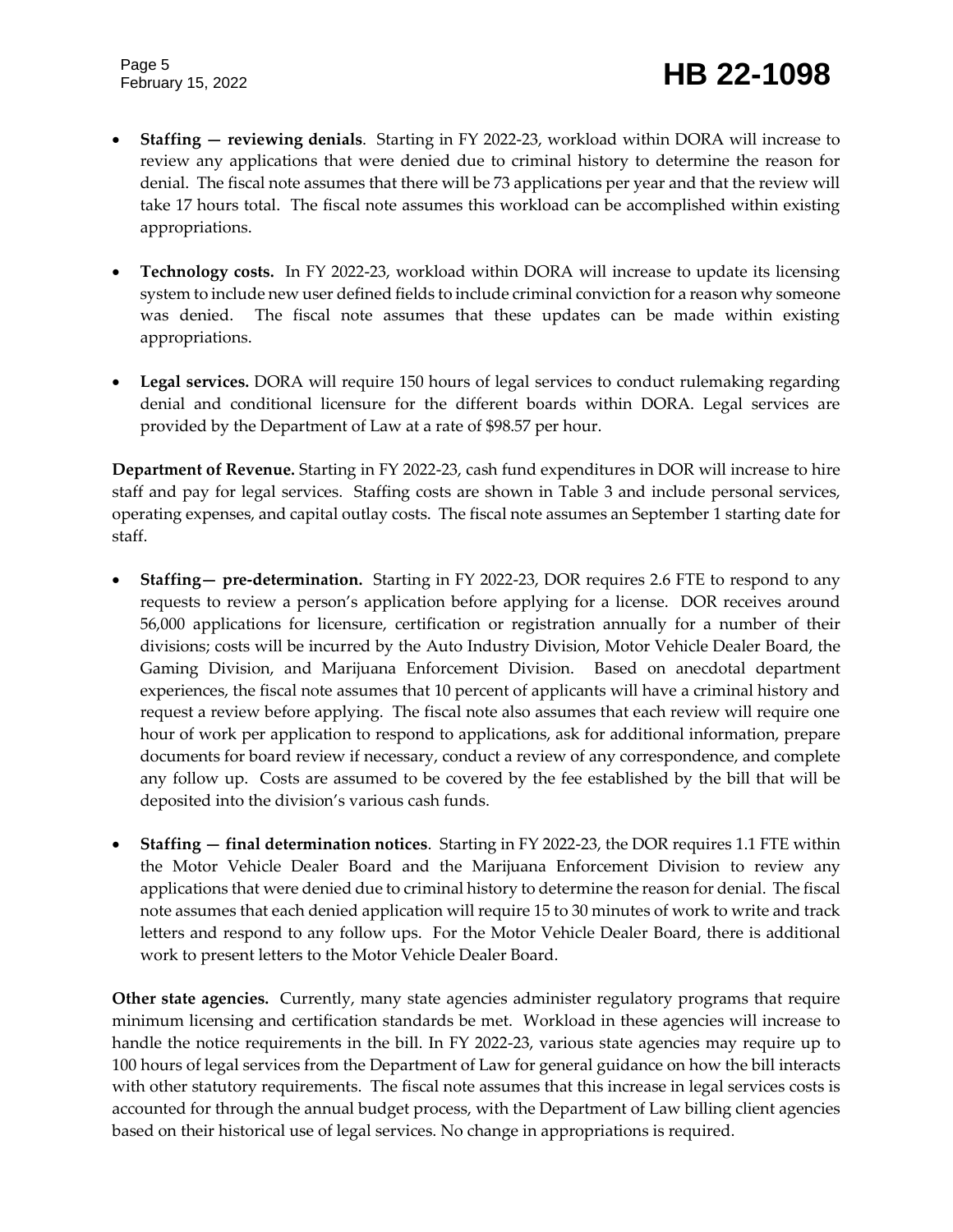- **Staffing — reviewing denials**. Starting in FY 2022-23, workload within DORA will increase to review any applications that were denied due to criminal history to determine the reason for denial. The fiscal note assumes that there will be 73 applications per year and that the review will take 17 hours total. The fiscal note assumes this workload can be accomplished within existing appropriations.

- **Technology costs.** In FY 2022-23, workload within DORA will increase to update its licensing system to include new user defined fields to include criminal conviction for a reason why someone was denied. The fiscal note assumes that these updates can be made within existing appropriations.

- **Legal services.** DORA will require 150 hours of legal services to conduct rulemaking regarding denial and conditional licensure for the different boards within DORA. Legal services are provided by the Department of Law at a rate of $98.57 per hour.

**Department of Revenue.** Starting in FY 2022-23, cash fund expenditures in DOR will increase to hire staff and pay for legal services. Staffing costs are shown in Table 3 and include personal services, operating expenses, and capital outlay costs. The fiscal note assumes an September 1 starting date for staff.

- **Staffing— pre-determination.** Starting in FY 2022-23, DOR requires 2.6 FTE to respond to any requests to review a person's application before applying for a license. DOR receives around 56,000 applications for licensure, certification or registration annually for a number of their divisions; costs will be incurred by the Auto Industry Division, Motor Vehicle Dealer Board, the Gaming Division, and Marijuana Enforcement Division. Based on anecdotal department experiences, the fiscal note assumes that 10 percent of applicants will have a criminal history and request a review before applying. The fiscal note also assumes that each review will require one hour of work per application to respond to applications, ask for additional information, prepare documents for board review if necessary, conduct a review of any correspondence, and complete any follow up. Costs are assumed to be covered by the fee established by the bill that will be deposited into the division's various cash funds.

- **Staffing — final determination notices**. Starting in FY 2022-23, the DOR requires 1.1 FTE within the Motor Vehicle Dealer Board and the Marijuana Enforcement Division to review any applications that were denied due to criminal history to determine the reason for denial. The fiscal note assumes that each denied application will require 15 to 30 minutes of work to write and track letters and respond to any follow ups. For the Motor Vehicle Dealer Board, there is additional work to present letters to the Motor Vehicle Dealer Board.

**Other state agencies.** Currently, many state agencies administer regulatory programs that require minimum licensing and certification standards be met. Workload in these agencies will increase to handle the notice requirements in the bill. In FY 2022-23, various state agencies may require up to 100 hours of legal services from the Department of Law for general guidance on how the bill interacts with other statutory requirements. The fiscal note assumes that this increase in legal services costs is accounted for through the annual budget process, with the Department of Law billing client agencies based on their historical use of legal services. No change in appropriations is required.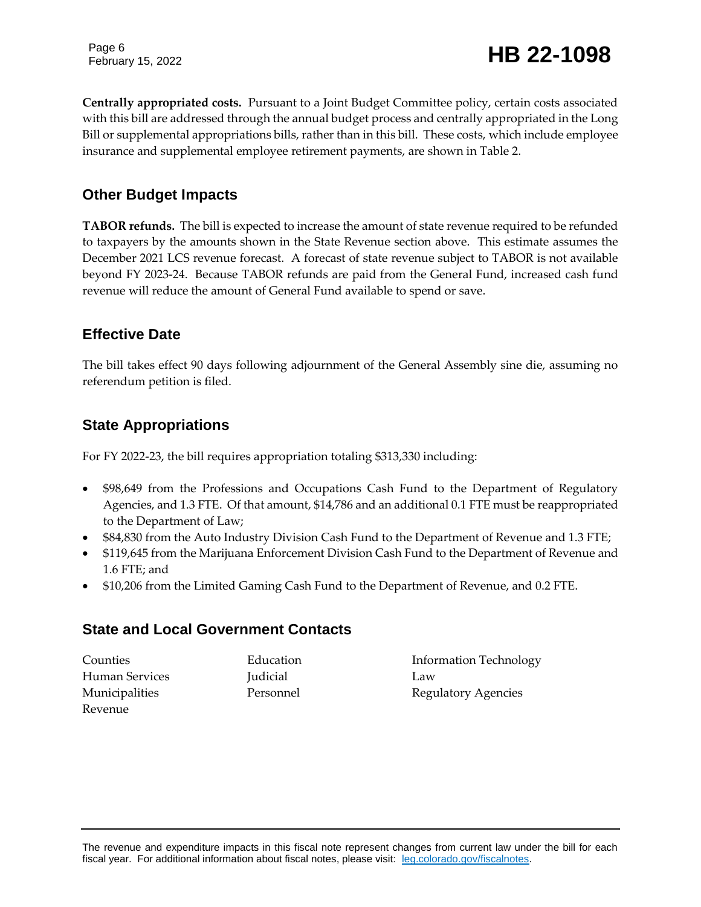**Centrally appropriated costs.** Pursuant to a Joint Budget Committee policy, certain costs associated with this bill are addressed through the annual budget process and centrally appropriated in the Long Bill or supplemental appropriations bills, rather than in this bill. These costs, which include employee insurance and supplemental employee retirement payments, are shown in Table 2.

## Other Budget Impacts

**TABOR refunds.** The bill is expected to increase the amount of state revenue required to be refunded to taxpayers by the amounts shown in the State Revenue section above. This estimate assumes the December 2021 LCS revenue forecast. A forecast of state revenue subject to TABOR is not available beyond FY 2023-24. Because TABOR refunds are paid from the General Fund, increased cash fund revenue will reduce the amount of General Fund available to spend or save.

## Effective Date

The bill takes effect 90 days following adjournment of the General Assembly sine die, assuming no referendum petition is filed.

## State Appropriations

For FY 2022-23, the bill requires appropriation totaling $313,330 including:

- $98,649 from the Professions and Occupations Cash Fund to the Department of Regulatory Agencies, and 1.3 FTE. Of that amount, $14,786 and an additional 0.1 FTE must be reappropriated to the Department of Law;
- $84,830 from the Auto Industry Division Cash Fund to the Department of Revenue and 1.3 FTE;
- $119,645 from the Marijuana Enforcement Division Cash Fund to the Department of Revenue and 1.6 FTE; and
- $10,206 from the Limited Gaming Cash Fund to the Department of Revenue, and 0.2 FTE.

## State and Local Government Contacts

| | | |
|---|---|---|
| Counties | Education | Information Technology |
| Human Services | Judicial | Law |
| Municipalities | Personnel | Regulatory Agencies |
| Revenue | | |

The revenue and expenditure impacts in this fiscal note represent changes from current law under the bill for each fiscal year. For additional information about fiscal notes, please visit: [leg.colorado.gov/fiscalnotes](leg.colorado.gov/fiscalnotes).